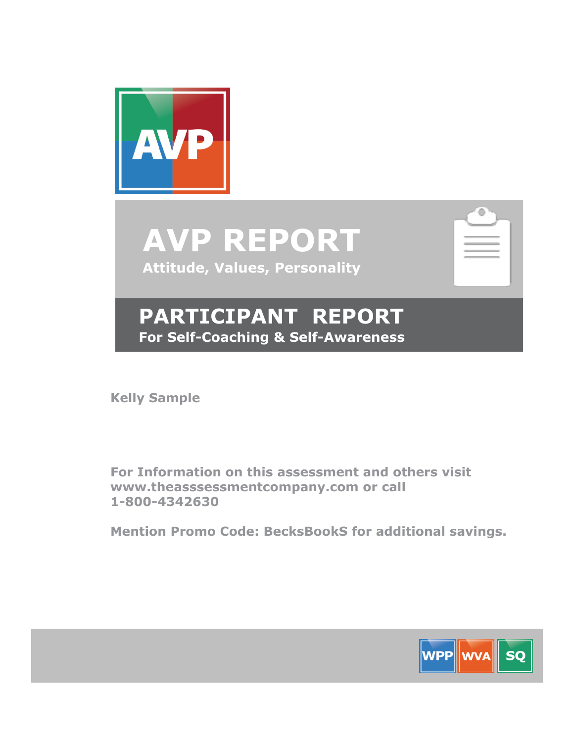AVP

# AVP REPORT

**Attitude, Values, Personality**

## PARTICIPANT REPORT

**For Self-Coaching & Self-Awareness**

**Kelly Sample**

**For Information on this assessment and others visit www.theasssessmentcompany.com or call 1-800-4342630**

**Mention Promo Code: BecksBookS for additional savings.**

WPP WVA SQ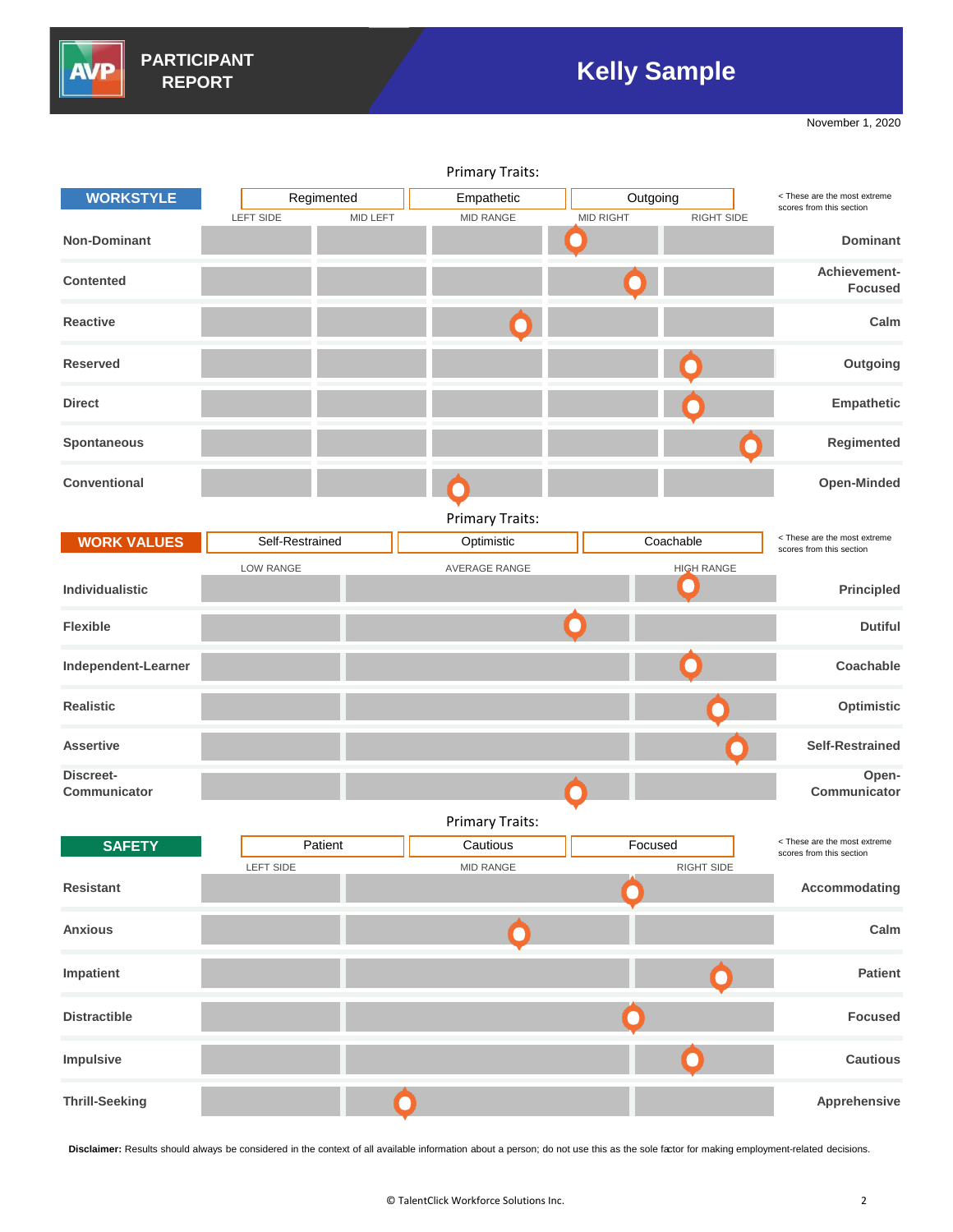# PARTICIPANT REPORT

## Kelly Sample

November 1, 2020

### WORKSTYLE

Primary Traits: Regimented | Empathetic | Outgoing

< These are the most extreme scores from this section

| | LEFT SIDE | MID LEFT | MID RANGE | MID RIGHT | RIGHT SIDE | |
|---|---|---|---|---|---|---|
| Non-Dominant | | | | ● | | Dominant |
| Contented | | | | ● | | Achievement-Focused |
| Reactive | | | ● | | | Calm |
| Reserved | | | | | ● | Outgoing |
| Direct | | | | | ● | Empathetic |
| Spontaneous | | | | | ● | Regimented |
| Conventional | | | ● | | | Open-Minded |

### WORK VALUES

Primary Traits: Self-Restrained | Optimistic | Coachable

< These are the most extreme scores from this section

| | LOW RANGE | AVERAGE RANGE | HIGH RANGE | |
|---|---|---|---|---|
| Individualistic | | | ● | Principled |
| Flexible | | ● | | Dutiful |
| Independent-Learner | | | ● | Coachable |
| Realistic | | | ● | Optimistic |
| Assertive | | | ● | Self-Restrained |
| Discreet-Communicator | | ● | | Open-Communicator |

### SAFETY

Primary Traits: Patient | Cautious | Focused

< These are the most extreme scores from this section

| | LEFT SIDE | MID RANGE | RIGHT SIDE | |
|---|---|---|---|---|
| Resistant | | ● | | Accommodating |
| Anxious | | ● | | Calm |
| Impatient | | | ● | Patient |
| Distractible | | ● | | Focused |
| Impulsive | | | ● | Cautious |
| Thrill-Seeking | | ● | | Apprehensive |

**Disclaimer:** Results should always be considered in the context of all available information about a person; do not use this as the sole factor for making employment-related decisions.

© TalentClick Workforce Solutions Inc.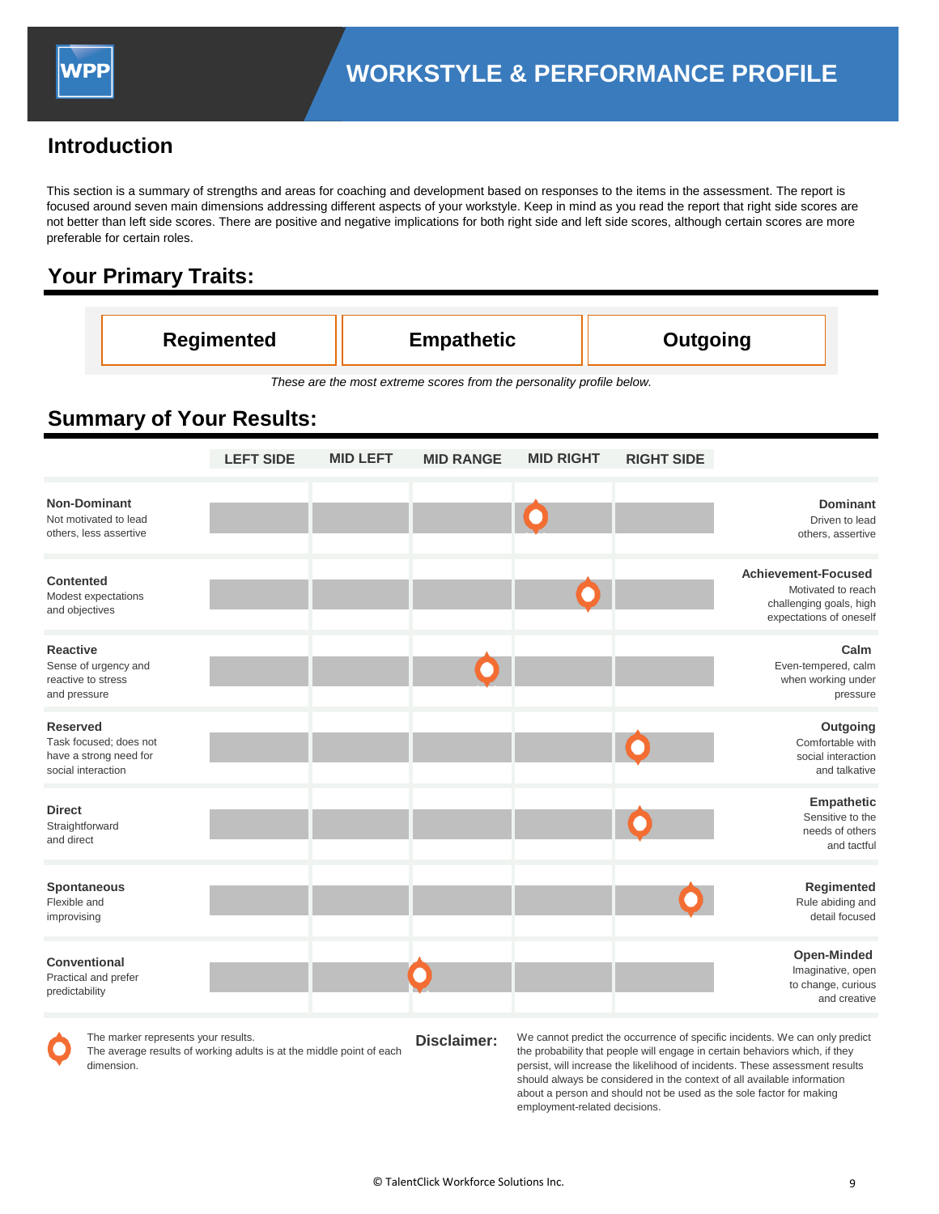# WORKSTYLE & PERFORMANCE PROFILE

## Introduction

This section is a summary of strengths and areas for coaching and development based on responses to the items in the assessment. The report is focused around seven main dimensions addressing different aspects of your workstyle. Keep in mind as you read the report that right side scores are not better than left side scores. There are positive and negative implications for both right side and left side scores, although certain scores are more preferable for certain roles.

## Your Primary Traits:

| Regimented | Empathetic | Outgoing |
|---|---|---|

*These are the most extreme scores from the personality profile below.*

## Summary of Your Results:

| | LEFT SIDE | MID LEFT | MID RANGE | MID RIGHT | RIGHT SIDE | |
|---|---|---|---|---|---|---|
| **Non-Dominant** Not motivated to lead others, less assertive | | | | ● | | **Dominant** Driven to lead others, assertive |
| **Contented** Modest expectations and objectives | | | | ● | | **Achievement-Focused** Motivated to reach challenging goals, high expectations of oneself |
| **Reactive** Sense of urgency and reactive to stress and pressure | | | ● | | | **Calm** Even-tempered, calm when working under pressure |
| **Reserved** Task focused; does not have a strong need for social interaction | | | | | ● | **Outgoing** Comfortable with social interaction and talkative |
| **Direct** Straightforward and direct | | | | | ● | **Empathetic** Sensitive to the needs of others and tactful |
| **Spontaneous** Flexible and improvising | | | | | ● | **Regimented** Rule abiding and detail focused |
| **Conventional** Practical and prefer predictability | | | ● | | | **Open-Minded** Imaginative, open to change, curious and creative |

The marker represents your results.
The average results of working adults is at the middle point of each dimension.

**Disclaimer:** We cannot predict the occurrence of specific incidents. We can only predict the probability that people will engage in certain behaviors which, if they persist, will increase the likelihood of incidents. These assessment results should always be considered in the context of all available information about a person and should not be used as the sole factor for making employment-related decisions.

© TalentClick Workforce Solutions Inc.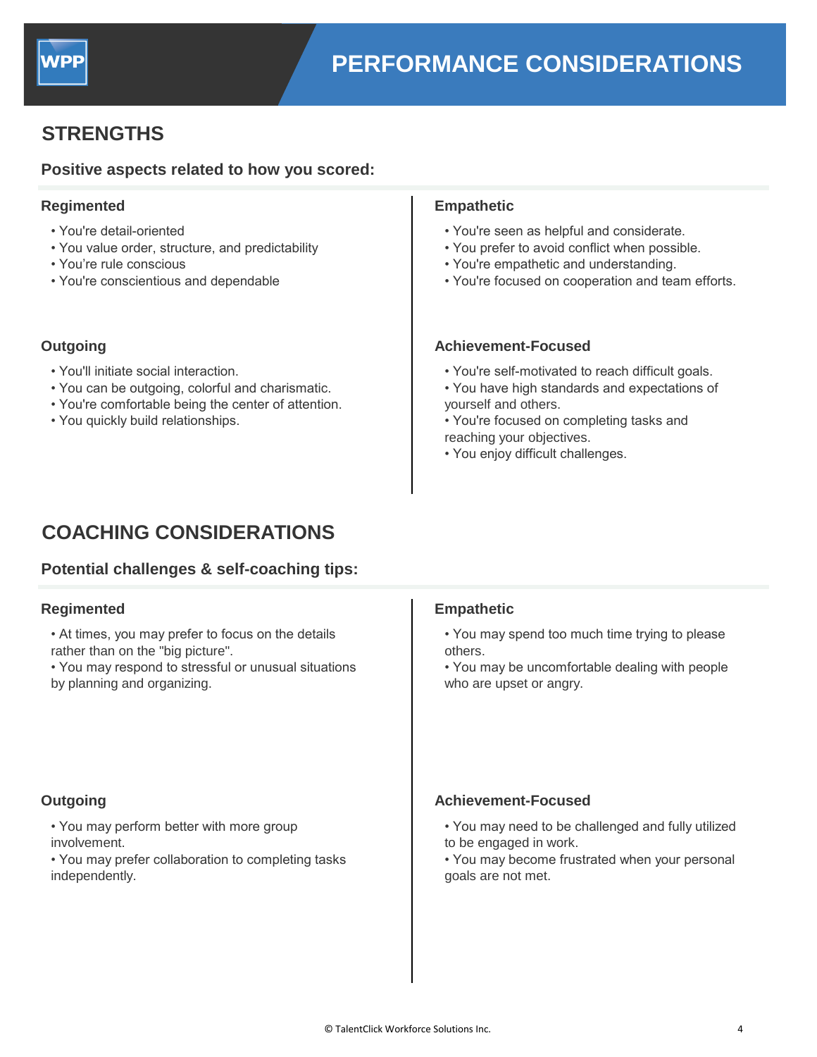# PERFORMANCE CONSIDERATIONS

## STRENGTHS

### Positive aspects related to how you scored:

**Regimented**

- You're detail-oriented
- You value order, structure, and predictability
- You're rule conscious
- You're conscientious and dependable

**Empathetic**

- You're seen as helpful and considerate.
- You prefer to avoid conflict when possible.
- You're empathetic and understanding.
- You're focused on cooperation and team efforts.

**Outgoing**

- You'll initiate social interaction.
- You can be outgoing, colorful and charismatic.
- You're comfortable being the center of attention.
- You quickly build relationships.

**Achievement-Focused**

- You're self-motivated to reach difficult goals.
- You have high standards and expectations of yourself and others.
- You're focused on completing tasks and reaching your objectives.
- You enjoy difficult challenges.

## COACHING CONSIDERATIONS

### Potential challenges & self-coaching tips:

**Regimented**

- At times, you may prefer to focus on the details rather than on the "big picture".
- You may respond to stressful or unusual situations by planning and organizing.

**Empathetic**

- You may spend too much time trying to please others.
- You may be uncomfortable dealing with people who are upset or angry.

**Outgoing**

- You may perform better with more group involvement.
- You may prefer collaboration to completing tasks independently.

**Achievement-Focused**

- You may need to be challenged and fully utilized to be engaged in work.
- You may become frustrated when your personal goals are not met.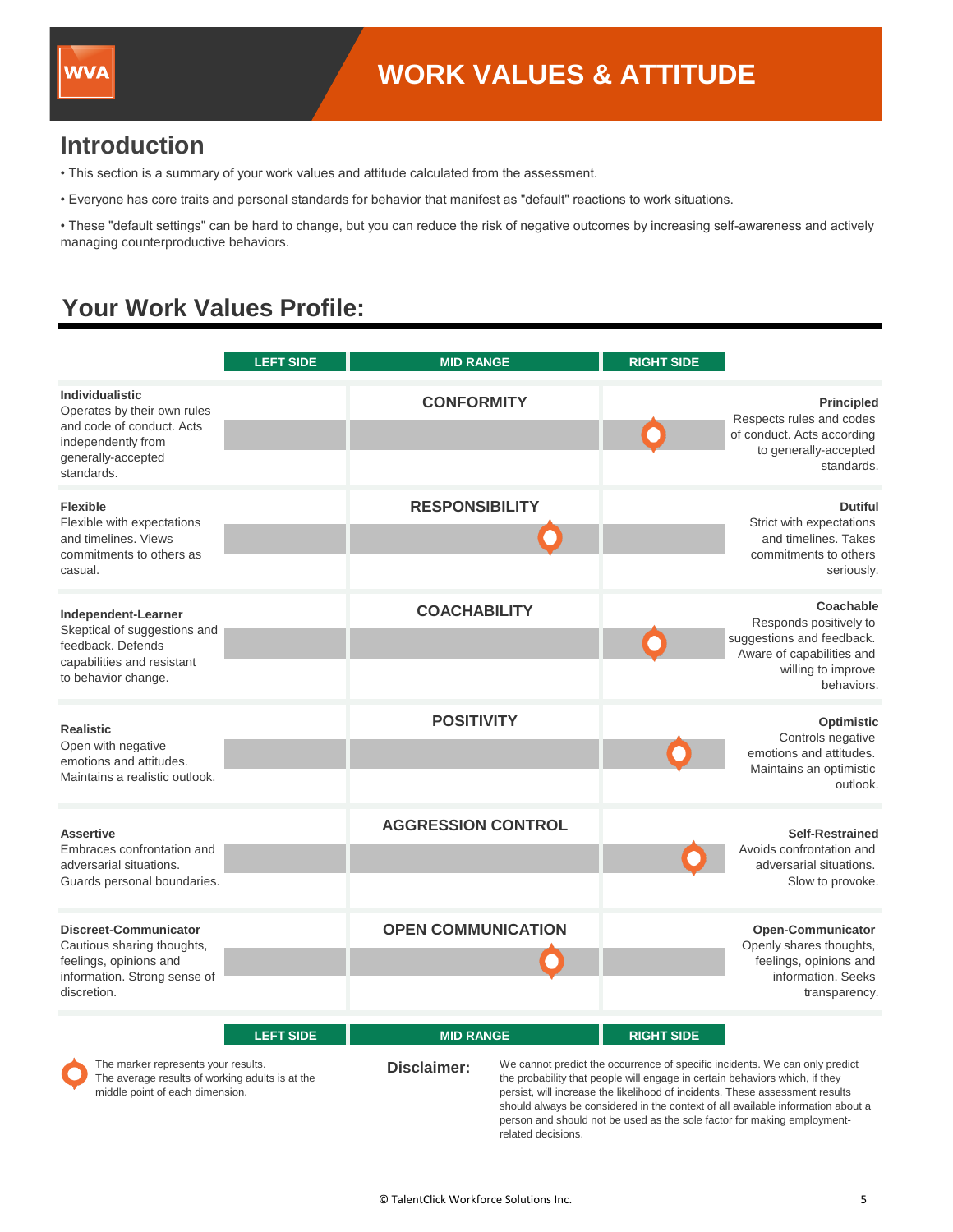# WORK VALUES & ATTITUDE

## Introduction

- This section is a summary of your work values and attitude calculated from the assessment.
- Everyone has core traits and personal standards for behavior that manifest as "default" reactions to work situations.
- These "default settings" can be hard to change, but you can reduce the risk of negative outcomes by increasing self-awareness and actively managing counterproductive behaviors.

## Your Work Values Profile:

| Left Side Description | LEFT SIDE | MID RANGE | RIGHT SIDE | Right Side Description |
|---|---|---|---|---|
| **Individualistic** Operates by their own rules and code of conduct. Acts independently from generally-accepted standards. | | CONFORMITY | ● | **Principled** Respects rules and codes of conduct. Acts according to generally-accepted standards. |
| **Flexible** Flexible with expectations and timelines. Views commitments to others as casual. | | RESPONSIBILITY ● | | **Dutiful** Strict with expectations and timelines. Takes commitments to others seriously. |
| **Independent-Learner** Skeptical of suggestions and feedback. Defends capabilities and resistant to behavior change. | | COACHABILITY | ● | **Coachable** Responds positively to suggestions and feedback. Aware of capabilities and willing to improve behaviors. |
| **Realistic** Open with negative emotions and attitudes. Maintains a realistic outlook. | | POSITIVITY | ● | **Optimistic** Controls negative emotions and attitudes. Maintains an optimistic outlook. |
| **Assertive** Embraces confrontation and adversarial situations. Guards personal boundaries. | | AGGRESSION CONTROL | ● | **Self-Restrained** Avoids confrontation and adversarial situations. Slow to provoke. |
| **Discreet-Communicator** Cautious sharing thoughts, feelings, opinions and information. Strong sense of discretion. | | OPEN COMMUNICATION ● | | **Open-Communicator** Openly shares thoughts, feelings, opinions and information. Seeks transparency. |

The marker represents your results. The average results of working adults is at the middle point of each dimension.

**Disclaimer:** We cannot predict the occurrence of specific incidents. We can only predict the probability that people will engage in certain behaviors which, if they persist, will increase the likelihood of incidents. These assessment results should always be considered in the context of all available information about a person and should not be used as the sole factor for making employment-related decisions.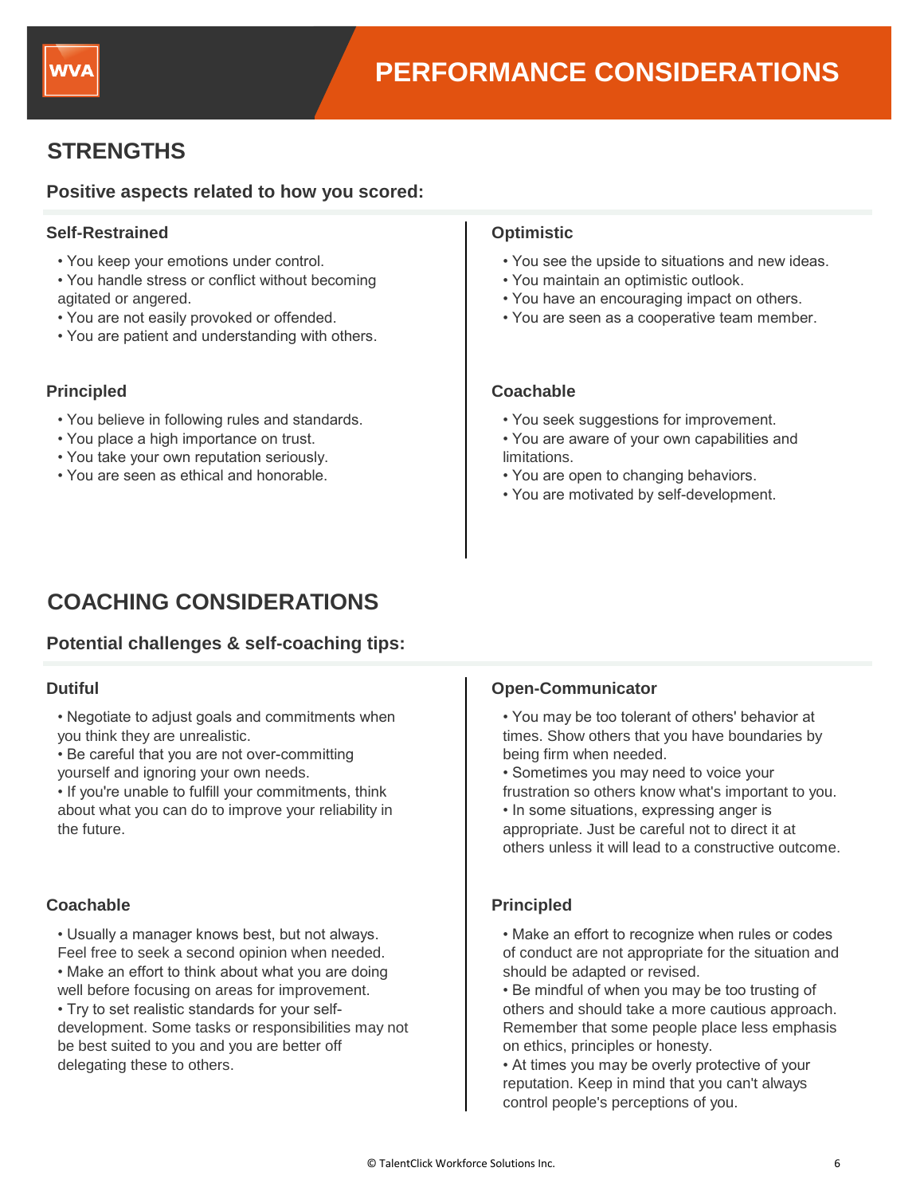# PERFORMANCE CONSIDERATIONS

## STRENGTHS

### Positive aspects related to how you scored:

#### Self-Restrained

- You keep your emotions under control.
- You handle stress or conflict without becoming agitated or angered.
- You are not easily provoked or offended.
- You are patient and understanding with others.

#### Optimistic

- You see the upside to situations and new ideas.
- You maintain an optimistic outlook.
- You have an encouraging impact on others.
- You are seen as a cooperative team member.

#### Principled

- You believe in following rules and standards.
- You place a high importance on trust.
- You take your own reputation seriously.
- You are seen as ethical and honorable.

#### Coachable

- You seek suggestions for improvement.
- You are aware of your own capabilities and limitations.
- You are open to changing behaviors.
- You are motivated by self-development.

## COACHING CONSIDERATIONS

### Potential challenges & self-coaching tips:

#### Dutiful

- Negotiate to adjust goals and commitments when you think they are unrealistic.
- Be careful that you are not over-committing yourself and ignoring your own needs.
- If you're unable to fulfill your commitments, think about what you can do to improve your reliability in the future.

#### Open-Communicator

- You may be too tolerant of others' behavior at times. Show others that you have boundaries by being firm when needed.
- Sometimes you may need to voice your frustration so others know what's important to you.
- In some situations, expressing anger is appropriate. Just be careful not to direct it at others unless it will lead to a constructive outcome.

#### Coachable

- Usually a manager knows best, but not always. Feel free to seek a second opinion when needed.
- Make an effort to think about what you are doing well before focusing on areas for improvement.
- Try to set realistic standards for your self-development. Some tasks or responsibilities may not be best suited to you and you are better off delegating these to others.

#### Principled

- Make an effort to recognize when rules or codes of conduct are not appropriate for the situation and should be adapted or revised.
- Be mindful of when you may be too trusting of others and should take a more cautious approach. Remember that some people place less emphasis on ethics, principles or honesty.
- At times you may be overly protective of your reputation. Keep in mind that you can't always control people's perceptions of you.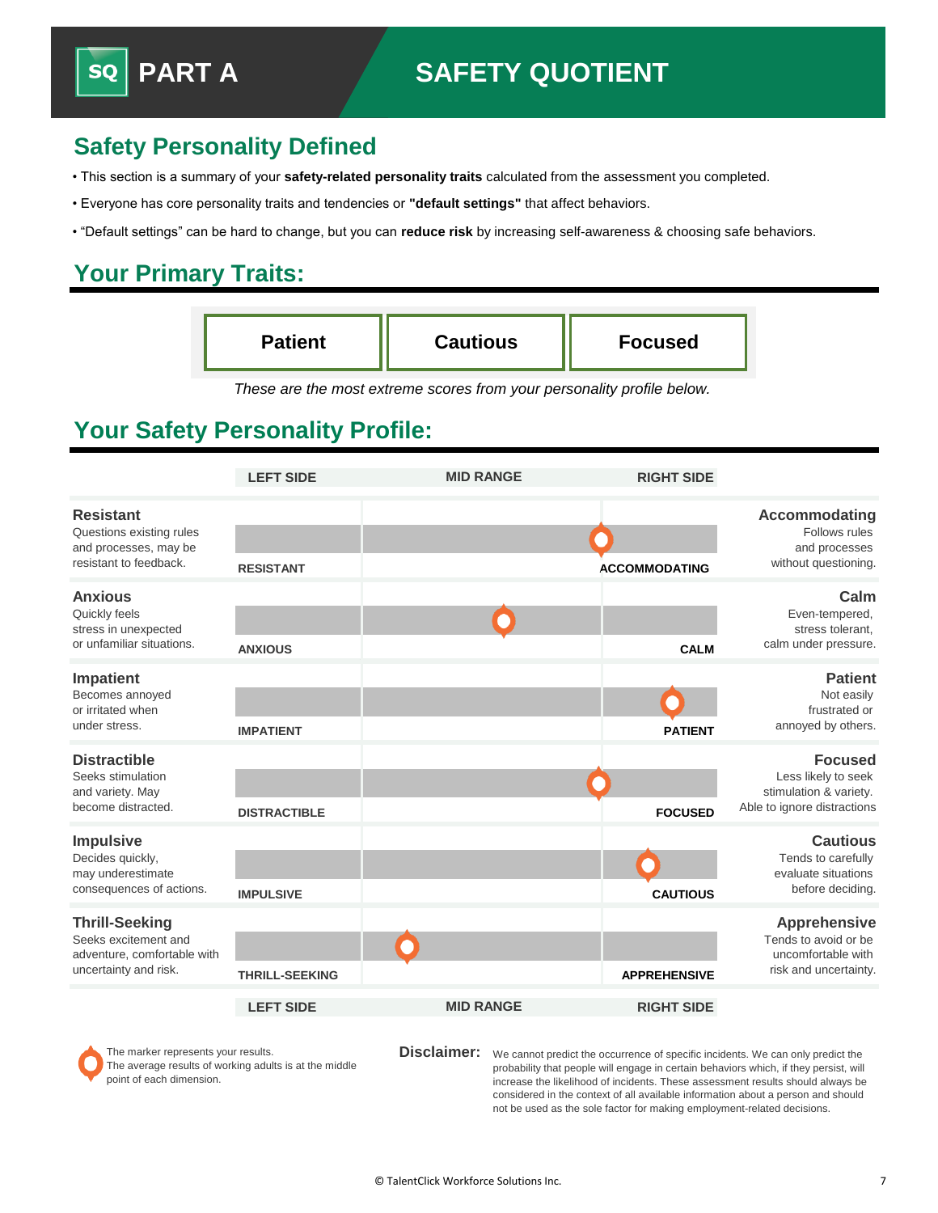# PART A — SAFETY QUOTIENT

## Safety Personality Defined

- This section is a summary of your **safety-related personality traits** calculated from the assessment you completed.
- Everyone has core personality traits and tendencies or **"default settings"** that affect behaviors.
- "Default settings" can be hard to change, but you can **reduce risk** by increasing self-awareness & choosing safe behaviors.

## Your Primary Traits:

| Patient | Cautious | Focused |
|---|---|---|

*These are the most extreme scores from your personality profile below.*

## Your Safety Personality Profile:

| | LEFT SIDE | MID RANGE | RIGHT SIDE | |
|---|---|---|---|---|
| **Resistant** Questions existing rules and processes, may be resistant to feedback. | RESISTANT | | ACCOMMODATING | **Accommodating** Follows rules and processes without questioning. |
| **Anxious** Quickly feels stress in unexpected or unfamiliar situations. | ANXIOUS | | CALM | **Calm** Even-tempered, stress tolerant, calm under pressure. |
| **Impatient** Becomes annoyed or irritated when under stress. | IMPATIENT | | PATIENT | **Patient** Not easily frustrated or annoyed by others. |
| **Distractible** Seeks stimulation and variety. May become distracted. | DISTRACTIBLE | | FOCUSED | **Focused** Less likely to seek stimulation & variety. Able to ignore distractions |
| **Impulsive** Decides quickly, may underestimate consequences of actions. | IMPULSIVE | | CAUTIOUS | **Cautious** Tends to carefully evaluate situations before deciding. |
| **Thrill-Seeking** Seeks excitement and adventure, comfortable with uncertainty and risk. | THRILL-SEEKING | | APPREHENSIVE | **Apprehensive** Tends to avoid or be uncomfortable with risk and uncertainty. |
| | LEFT SIDE | MID RANGE | RIGHT SIDE | |

The marker represents your results. The average results of working adults is at the middle point of each dimension.

**Disclaimer:** We cannot predict the occurrence of specific incidents. We can only predict the probability that people will engage in certain behaviors which, if they persist, will increase the likelihood of incidents. These assessment results should always be considered in the context of all available information about a person and should not be used as the sole factor for making employment-related decisions.

© TalentClick Workforce Solutions Inc.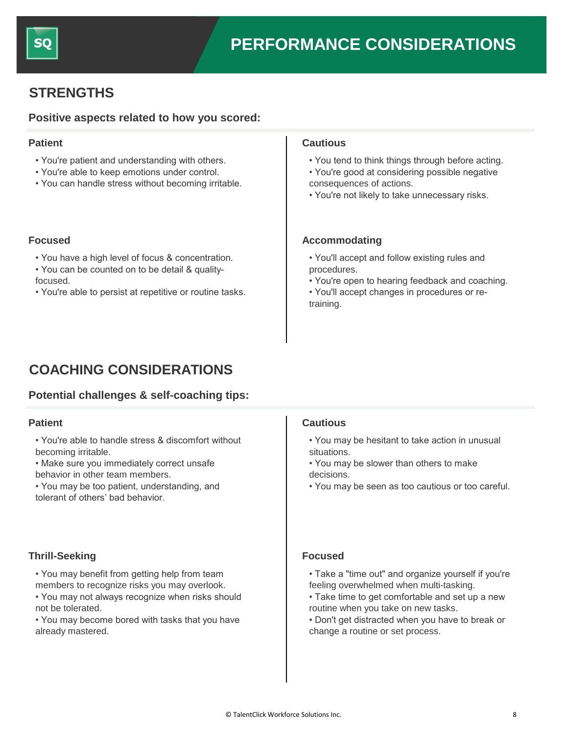# PERFORMANCE CONSIDERATIONS

## STRENGTHS

### Positive aspects related to how you scored:

**Patient**

- You're patient and understanding with others.
- You're able to keep emotions under control.
- You can handle stress without becoming irritable.

**Focused**

- You have a high level of focus & concentration.
- You can be counted on to be detail & quality-focused.
- You're able to persist at repetitive or routine tasks.

**Cautious**

- You tend to think things through before acting.
- You're good at considering possible negative consequences of actions.
- You're not likely to take unnecessary risks.

**Accommodating**

- You'll accept and follow existing rules and procedures.
- You're open to hearing feedback and coaching.
- You'll accept changes in procedures or re-training.

## COACHING CONSIDERATIONS

### Potential challenges & self-coaching tips:

**Patient**

- You're able to handle stress & discomfort without becoming irritable.
- Make sure you immediately correct unsafe behavior in other team members.
- You may be too patient, understanding, and tolerant of others' bad behavior.

**Thrill-Seeking**

- You may benefit from getting help from team members to recognize risks you may overlook.
- You may not always recognize when risks should not be tolerated.
- You may become bored with tasks that you have already mastered.

**Cautious**

- You may be hesitant to take action in unusual situations.
- You may be slower than others to make decisions.
- You may be seen as too cautious or too careful.

**Focused**

- Take a "time out" and organize yourself if you're feeling overwhelmed when multi-tasking.
- Take time to get comfortable and set up a new routine when you take on new tasks.
- Don't get distracted when you have to break or change a routine or set process.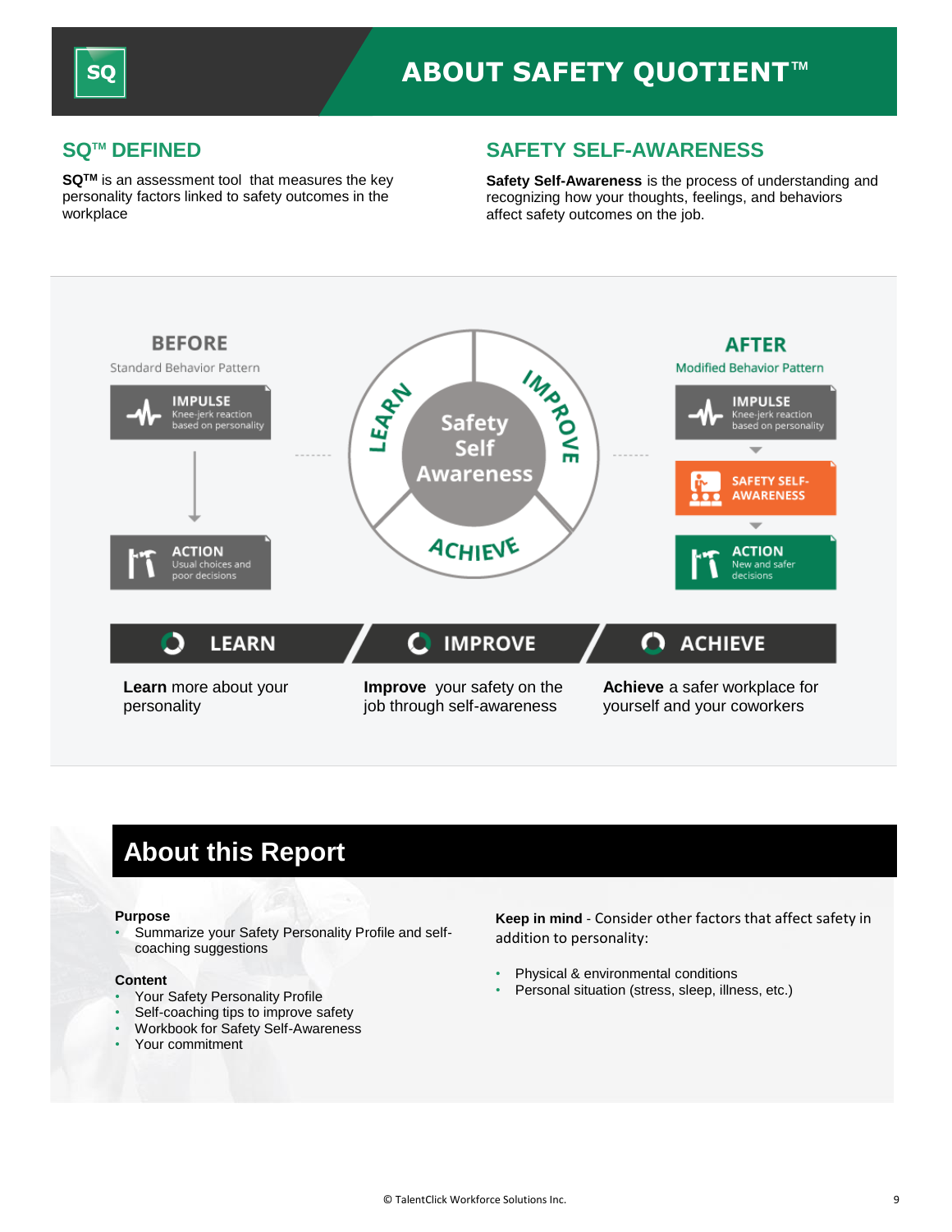# ABOUT SAFETY QUOTIENT™

## SQ™ DEFINED

**SQ™** is an assessment tool that measures the key personality factors linked to safety outcomes in the workplace

## SAFETY SELF-AWARENESS

**Safety Self-Awareness** is the process of understanding and recognizing how your thoughts, feelings, and behaviors affect safety outcomes on the job.

BEFORE

Standard Behavior Pattern

IMPULSE
Knee-jerk reaction based on personality

ACTION
Usual choices and poor decisions

Safety Self Awareness

LEARN IMPROVE ACHIEVE

AFTER

Modified Behavior Pattern

IMPULSE
Knee-jerk reaction based on personality

SAFETY SELF-AWARENESS

ACTION
New and safer decisions

LEARN

**Learn** more about your personality

IMPROVE

**Improve** your safety on the job through self-awareness

ACHIEVE

**Achieve** a safer workplace for yourself and your coworkers

# About this Report

**Purpose**
- Summarize your Safety Personality Profile and self-coaching suggestions

**Content**
- Your Safety Personality Profile
- Self-coaching tips to improve safety
- Workbook for Safety Self-Awareness
- Your commitment

**Keep in mind** - Consider other factors that affect safety in addition to personality:

- Physical & environmental conditions
- Personal situation (stress, sleep, illness, etc.)

© TalentClick Workforce Solutions Inc.